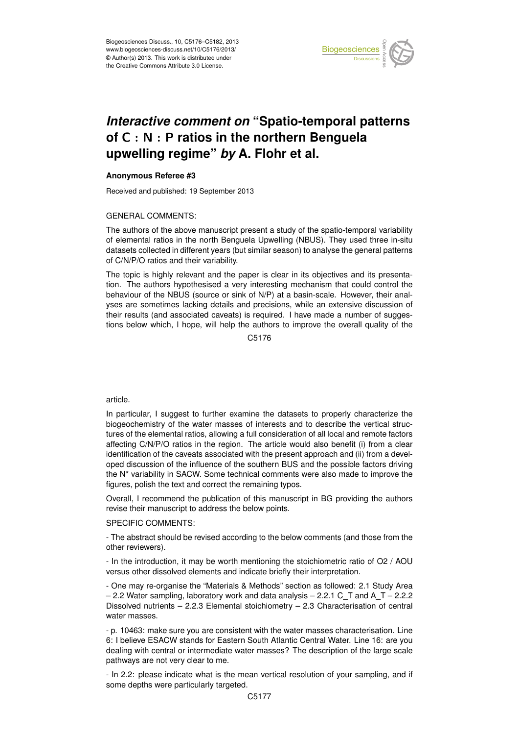# *Interactive comment on* "Spatio-temporal patterns of C : N : P ratios in the northern Benguela upwelling regime" *by* A. Flohr et al.

**Anonymous Referee #3**

Received and published: 19 September 2013

GENERAL COMMENTS:

The authors of the above manuscript present a study of the spatio-temporal variability of elemental ratios in the north Benguela Upwelling (NBUS). They used three in-situ datasets collected in different years (but similar season) to analyse the general patterns of C/N/P/O ratios and their variability.

The topic is highly relevant and the paper is clear in its objectives and its presentation. The authors hypothesised a very interesting mechanism that could control the behaviour of the NBUS (source or sink of N/P) at a basin-scale. However, their analyses are sometimes lacking details and precisions, while an extensive discussion of their results (and associated caveats) is required. I have made a number of suggestions below which, I hope, will help the authors to improve the overall quality of the article.

In particular, I suggest to further examine the datasets to properly characterize the biogeochemistry of the water masses of interests and to describe the vertical structures of the elemental ratios, allowing a full consideration of all local and remote factors affecting C/N/P/O ratios in the region. The article would also benefit (i) from a clear identification of the caveats associated with the present approach and (ii) from a developed discussion of the influence of the southern BUS and the possible factors driving the N* variability in SACW. Some technical comments were also made to improve the figures, polish the text and correct the remaining typos.

Overall, I recommend the publication of this manuscript in BG providing the authors revise their manuscript to address the below points.

SPECIFIC COMMENTS:

- The abstract should be revised according to the below comments (and those from the other reviewers).

- In the introduction, it may be worth mentioning the stoichiometric ratio of O2 / AOU versus other dissolved elements and indicate briefly their interpretation.

- One may re-organise the "Materials & Methods" section as followed: 2.1 Study Area – 2.2 Water sampling, laboratory work and data analysis – 2.2.1 C_T and A_T – 2.2.2 Dissolved nutrients – 2.2.3 Elemental stoichiometry – 2.3 Characterisation of central water masses.

- p. 10463: make sure you are consistent with the water masses characterisation. Line 6: I believe ESACW stands for Eastern South Atlantic Central Water. Line 16: are you dealing with central or intermediate water masses? The description of the large scale pathways are not very clear to me.

- In 2.2: please indicate what is the mean vertical resolution of your sampling, and if some depths were particularly targeted.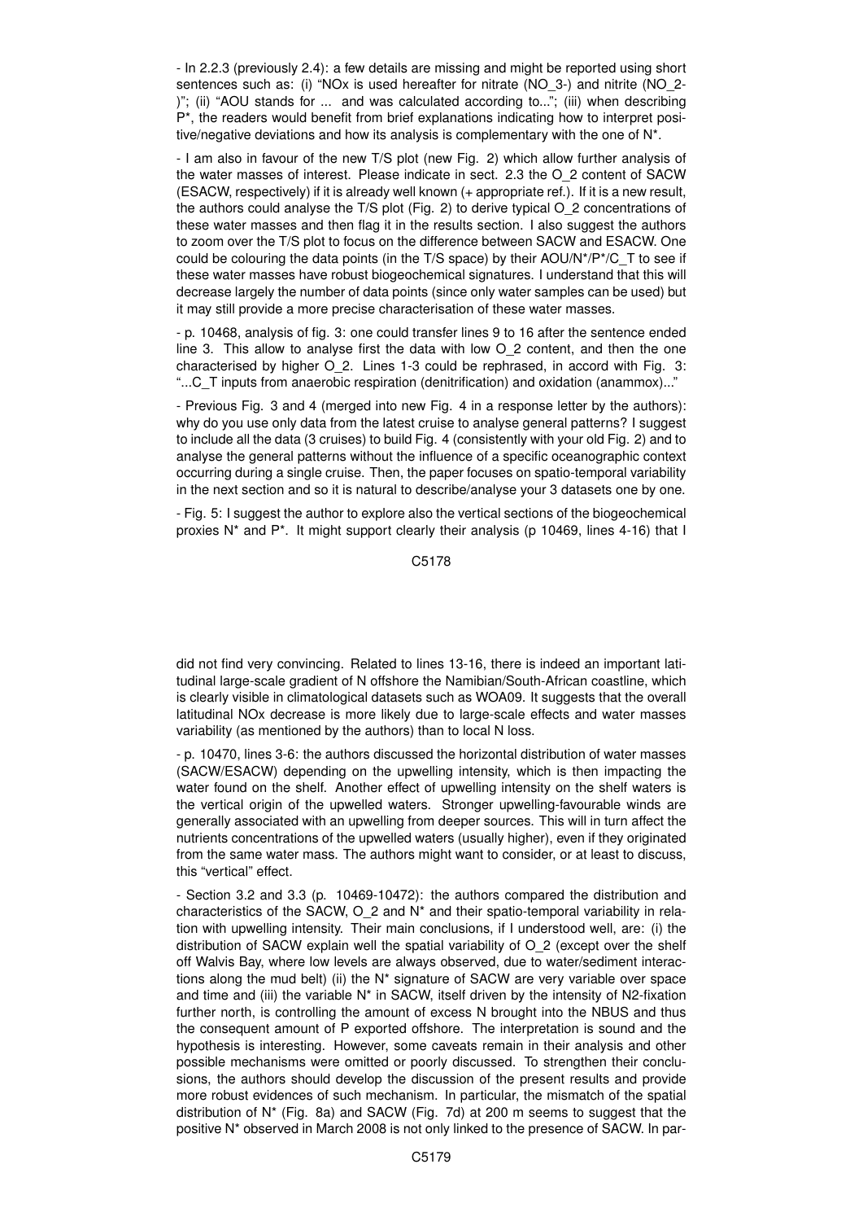- In 2.2.3 (previously 2.4): a few details are missing and might be reported using short sentences such as: (i) "NOx is used hereafter for nitrate ($NO_3^-$) and nitrite ($NO_2^-$)"; (ii) "AOU stands for ... and was calculated according to..."; (iii) when describing P*, the readers would benefit from brief explanations indicating how to interpret positive/negative deviations and how its analysis is complementary with the one of N*.

- I am also in favour of the new T/S plot (new Fig. 2) which allow further analysis of the water masses of interest. Please indicate in sect. 2.3 the $O_2$ content of SACW (ESACW, respectively) if it is already well known (+ appropriate ref.). If it is a new result, the authors could analyse the T/S plot (Fig. 2) to derive typical $O_2$ concentrations of these water masses and then flag it in the results section. I also suggest the authors to zoom over the T/S plot to focus on the difference between SACW and ESACW. One could be colouring the data points (in the T/S space) by their AOU/N*/P*/$C_T$ to see if these water masses have robust biogeochemical signatures. I understand that this will decrease largely the number of data points (since only water samples can be used) but it may still provide a more precise characterisation of these water masses.

- p. 10468, analysis of fig. 3: one could transfer lines 9 to 16 after the sentence ended line 3. This allow to analyse first the data with low $O_2$ content, and then the one characterised by higher $O_2$. Lines 1-3 could be rephrased, in accord with Fig. 3: "...$C_T$ inputs from anaerobic respiration (denitrification) and oxidation (anammox)..."

- Previous Fig. 3 and 4 (merged into new Fig. 4 in a response letter by the authors): why do you use only data from the latest cruise to analyse general patterns? I suggest to include all the data (3 cruises) to build Fig. 4 (consistently with your old Fig. 2) and to analyse the general patterns without the influence of a specific oceanographic context occurring during a single cruise. Then, the paper focuses on spatio-temporal variability in the next section and so it is natural to describe/analyse your 3 datasets one by one.

- Fig. 5: I suggest the author to explore also the vertical sections of the biogeochemical proxies N* and P*. It might support clearly their analysis (p 10469, lines 4-16) that I did not find very convincing. Related to lines 13-16, there is indeed an important latitudinal large-scale gradient of N offshore the Namibian/South-African coastline, which is clearly visible in climatological datasets such as WOA09. It suggests that the overall latitudinal NOx decrease is more likely due to large-scale effects and water masses variability (as mentioned by the authors) than to local N loss.

- p. 10470, lines 3-6: the authors discussed the horizontal distribution of water masses (SACW/ESACW) depending on the upwelling intensity, which is then impacting the water found on the shelf. Another effect of upwelling intensity on the shelf waters is the vertical origin of the upwelled waters. Stronger upwelling-favourable winds are generally associated with an upwelling from deeper sources. This will in turn affect the nutrients concentrations of the upwelled waters (usually higher), even if they originated from the same water mass. The authors might want to consider, or at least to discuss, this "vertical" effect.

- Section 3.2 and 3.3 (p. 10469-10472): the authors compared the distribution and characteristics of the SACW, $O_2$ and N* and their spatio-temporal variability in relation with upwelling intensity. Their main conclusions, if I understood well, are: (i) the distribution of SACW explain well the spatial variability of $O_2$ (except over the shelf off Walvis Bay, where low levels are always observed, due to water/sediment interactions along the mud belt) (ii) the N* signature of SACW are very variable over space and time and (iii) the variable N* in SACW, itself driven by the intensity of $N_2$-fixation further north, is controlling the amount of excess N brought into the NBUS and thus the consequent amount of P exported offshore. The interpretation is sound and the hypothesis is interesting. However, some caveats remain in their analysis and other possible mechanisms were omitted or poorly discussed. To strengthen their conclusions, the authors should develop the discussion of the present results and provide more robust evidences of such mechanism. In particular, the mismatch of the spatial distribution of N* (Fig. 8a) and SACW (Fig. 7d) at 200 m seems to suggest that the positive N* observed in March 2008 is not only linked to the presence of SACW. In par-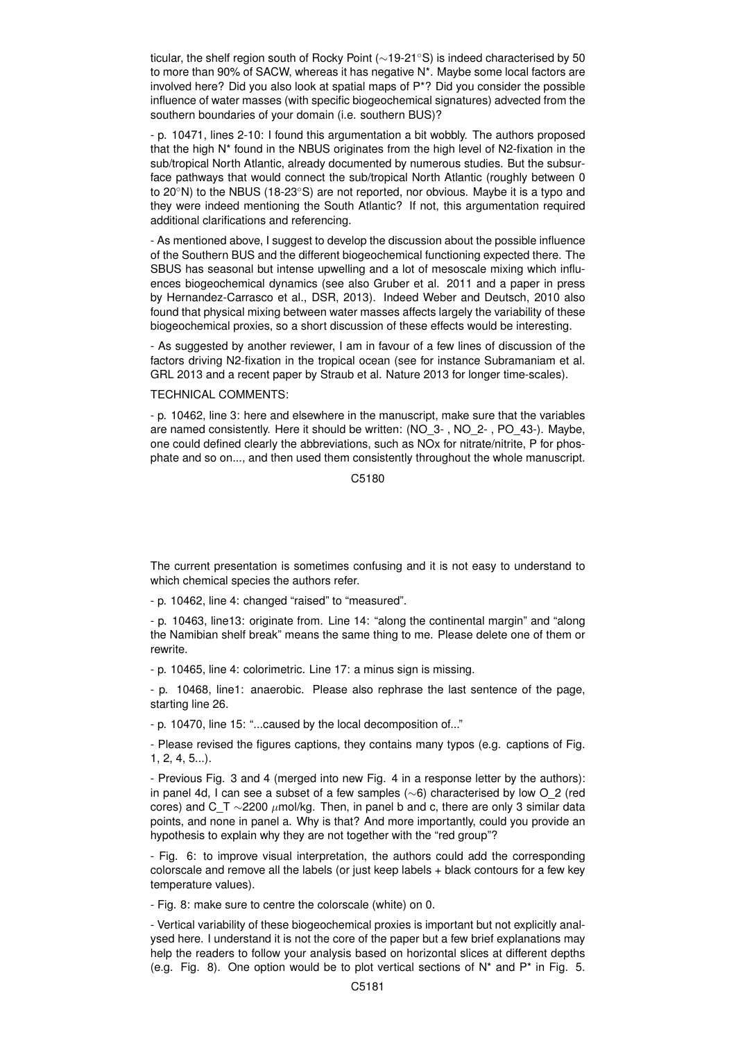ticular, the shelf region south of Rocky Point (~19-21°S) is indeed characterised by 50 to more than 90% of SACW, whereas it has negative N*. Maybe some local factors are involved here? Did you also look at spatial maps of P*? Did you consider the possible influence of water masses (with specific biogeochemical signatures) advected from the southern boundaries of your domain (i.e. southern BUS)?

- p. 10471, lines 2-10: I found this argumentation a bit wobbly. The authors proposed that the high N* found in the NBUS originates from the high level of N2-fixation in the sub/tropical North Atlantic, already documented by numerous studies. But the subsurface pathways that would connect the sub/tropical North Atlantic (roughly between 0 to 20°N) to the NBUS (18-23°S) are not reported, nor obvious. Maybe it is a typo and they were indeed mentioning the South Atlantic? If not, this argumentation required additional clarifications and referencing.

- As mentioned above, I suggest to develop the discussion about the possible influence of the Southern BUS and the different biogeochemical functioning expected there. The SBUS has seasonal but intense upwelling and a lot of mesoscale mixing which influences biogeochemical dynamics (see also Gruber et al. 2011 and a paper in press by Hernandez-Carrasco et al., DSR, 2013). Indeed Weber and Deutsch, 2010 also found that physical mixing between water masses affects largely the variability of these biogeochemical proxies, so a short discussion of these effects would be interesting.

- As suggested by another reviewer, I am in favour of a few lines of discussion of the factors driving N2-fixation in the tropical ocean (see for instance Subramaniam et al. GRL 2013 and a recent paper by Straub et al. Nature 2013 for longer time-scales).

TECHNICAL COMMENTS:

- p. 10462, line 3: here and elsewhere in the manuscript, make sure that the variables are named consistently. Here it should be written: (NO_3- , NO_2- , PO_43-). Maybe, one could defined clearly the abbreviations, such as NOx for nitrate/nitrite, P for phosphate and so on..., and then used them consistently throughout the whole manuscript. The current presentation is sometimes confusing and it is not easy to understand to which chemical species the authors refer.

- p. 10462, line 4: changed "raised" to "measured".

- p. 10463, line13: originate from. Line 14: "along the continental margin" and "along the Namibian shelf break" means the same thing to me. Please delete one of them or rewrite.

- p. 10465, line 4: colorimetric. Line 17: a minus sign is missing.

- p. 10468, line1: anaerobic. Please also rephrase the last sentence of the page, starting line 26.

- p. 10470, line 15: "...caused by the local decomposition of..."

- Please revised the figures captions, they contains many typos (e.g. captions of Fig. 1, 2, 4, 5...).

- Previous Fig. 3 and 4 (merged into new Fig. 4 in a response letter by the authors): in panel 4d, I can see a subset of a few samples (~6) characterised by low O_2 (red cores) and C_T ~2200 $\mu$mol/kg. Then, in panel b and c, there are only 3 similar data points, and none in panel a. Why is that? And more importantly, could you provide an hypothesis to explain why they are not together with the "red group"?

- Fig. 6: to improve visual interpretation, the authors could add the corresponding colorscale and remove all the labels (or just keep labels + black contours for a few key temperature values).

- Fig. 8: make sure to centre the colorscale (white) on 0.

- Vertical variability of these biogeochemical proxies is important but not explicitly analysed here. I understand it is not the core of the paper but a few brief explanations may help the readers to follow your analysis based on horizontal slices at different depths (e.g. Fig. 8). One option would be to plot vertical sections of N* and P* in Fig. 5.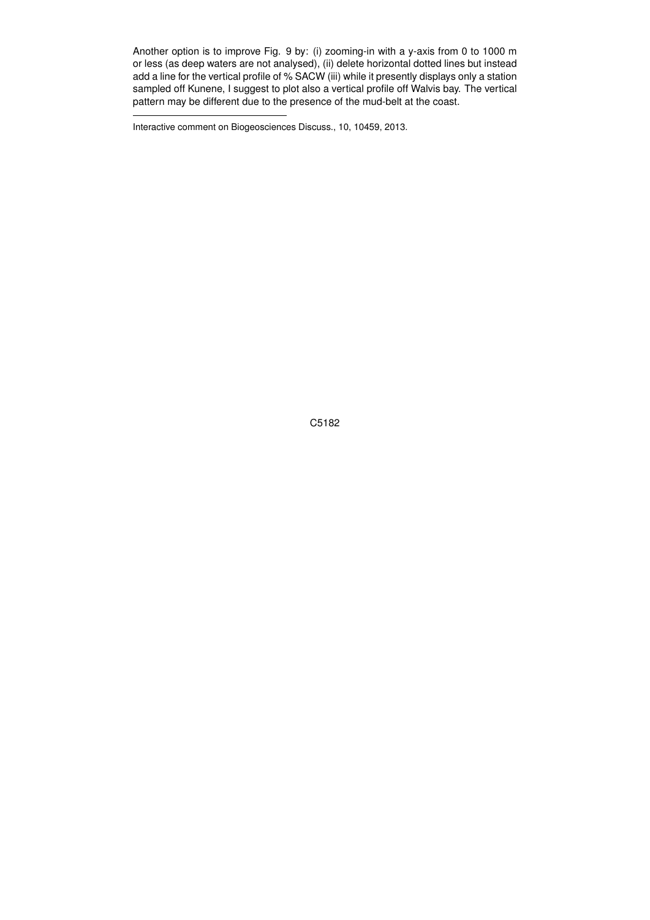Another option is to improve Fig. 9 by: (i) zooming-in with a y-axis from 0 to 1000 m or less (as deep waters are not analysed), (ii) delete horizontal dotted lines but instead add a line for the vertical profile of % SACW (iii) while it presently displays only a station sampled off Kunene, I suggest to plot also a vertical profile off Walvis bay. The vertical pattern may be different due to the presence of the mud-belt at the coast.

---

Interactive comment on Biogeosciences Discuss., 10, 10459, 2013.